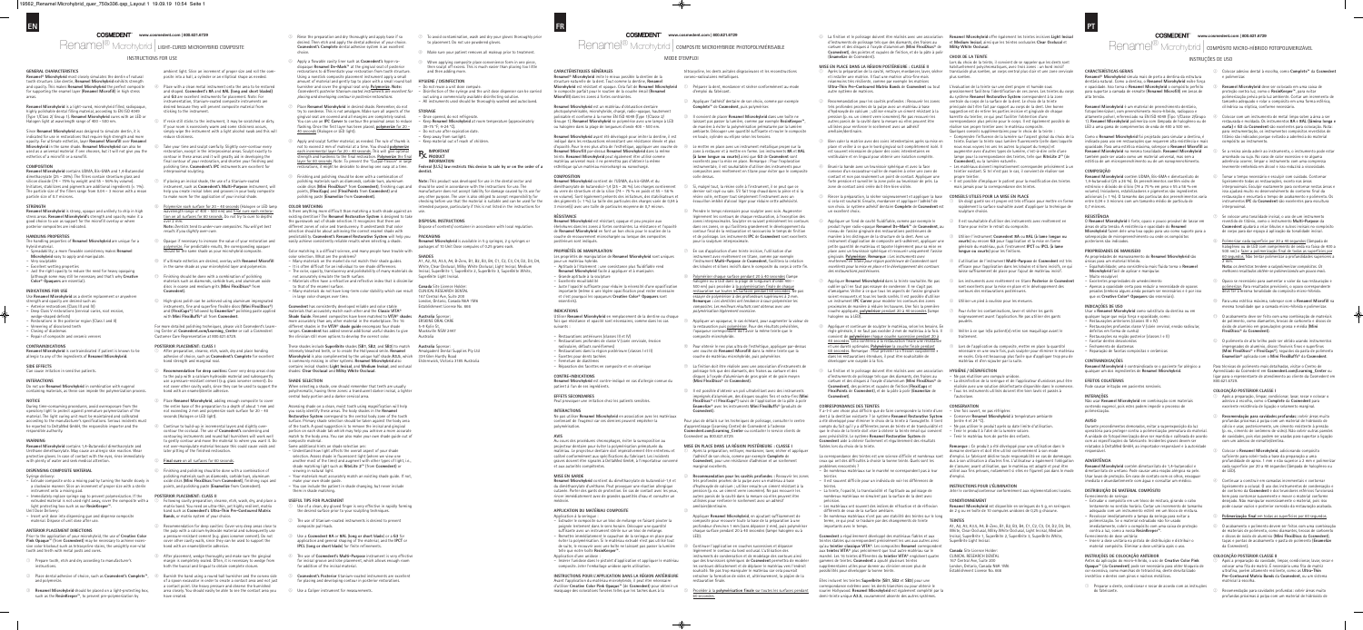COSMEDENT www.cosmedent.com | 800.621.6729

# Renamel® Microhybrid — LIGHT-CURED MICROHYBRID COMPOSITE

INSTRUCTIONS FOR USE

## GENERAL CHARACTERISTICS

## COMPOSITION

## STRENGTH

## HANDLING PROPERTIES

## INDICATIONS FOR USE

## CONTRAINDICATIONS

## SIDE EFFECTS

## INTERACTIONS

## NOTICE

## WARNING

## DISPENSING COMPOSITE PASTE

## ANTERIOR PLACEMENT DIRECTIONS

## POSTERIOR PLACEMENT: CLASS II

## HYGIENE / DISINFECTION

## STORAGE

## DISPOSAL INSTRUCTIONS

## PACKAGING

## COLOR MATCHING

## SHADE SELECTION

## USEFUL TIPS FOR PLACEMENT

---

COSMEDENT www.cosmedent.com | 800.621.6729

# Renamel® Microhybrid — COMPOSITE MICROHYBRIDE PHOTOPOLYMÉRISABLE

MODE D'EMPLOI

## CARACTÉRISTIQUES GÉNÉRALES

## COMPOSITION

## RÉSISTANCE

## PROPRIÉTÉS DE MANIPULATION

## INDICATIONS

## CONTRE-INDICATIONS

## EFFETS SECONDAIRES

## INTERACTIONS

## AVIS

## MISE EN GARDE

## APPLICATION DU MATÉRIAU COMPOSITE

## INSTRUCTIONS POUR L'APPLICATION DANS LA RÉGION ANTÉRIEURE

## MISE EN PLACE DANS LA RÉGION POSTÉRIEURE : CLASSE II

## HYGIÈNE / DÉSINFECTION

## CONSERVATION

## CONDITIONNEMENT

## CORRESPONDANCE DES TEINTES

## CHOIX DE LA TEINTE

## CONSEILS UTILES POUR LA MISE EN PLACE

---

COSMEDENT www.cosmedent.com | 800.621.6729

# Renamel® Microhybrid — COMPÓSITO MICRO-HÍBRIDO FOTOPOLIMERIZÁVEL

INSTRUÇÕES DE USO

## CARACTERÍSTICAS GERAIS

## COMPOSIÇÃO

## RESISTÊNCIA

## PROPRIEDADES DE MANUSEIO

## INDICAÇÕES DE USO

## CONTRAINDICAÇÕES

## EFEITOS COLATERAIS

## INTERAÇÕES

## AVISO

## ADVERTÊNCIA

## DISTRIBUIÇÃO DO MATERIAL COMPÓSITO

## INSTRUÇÕES DE COLOCAÇÃO ANTERIOR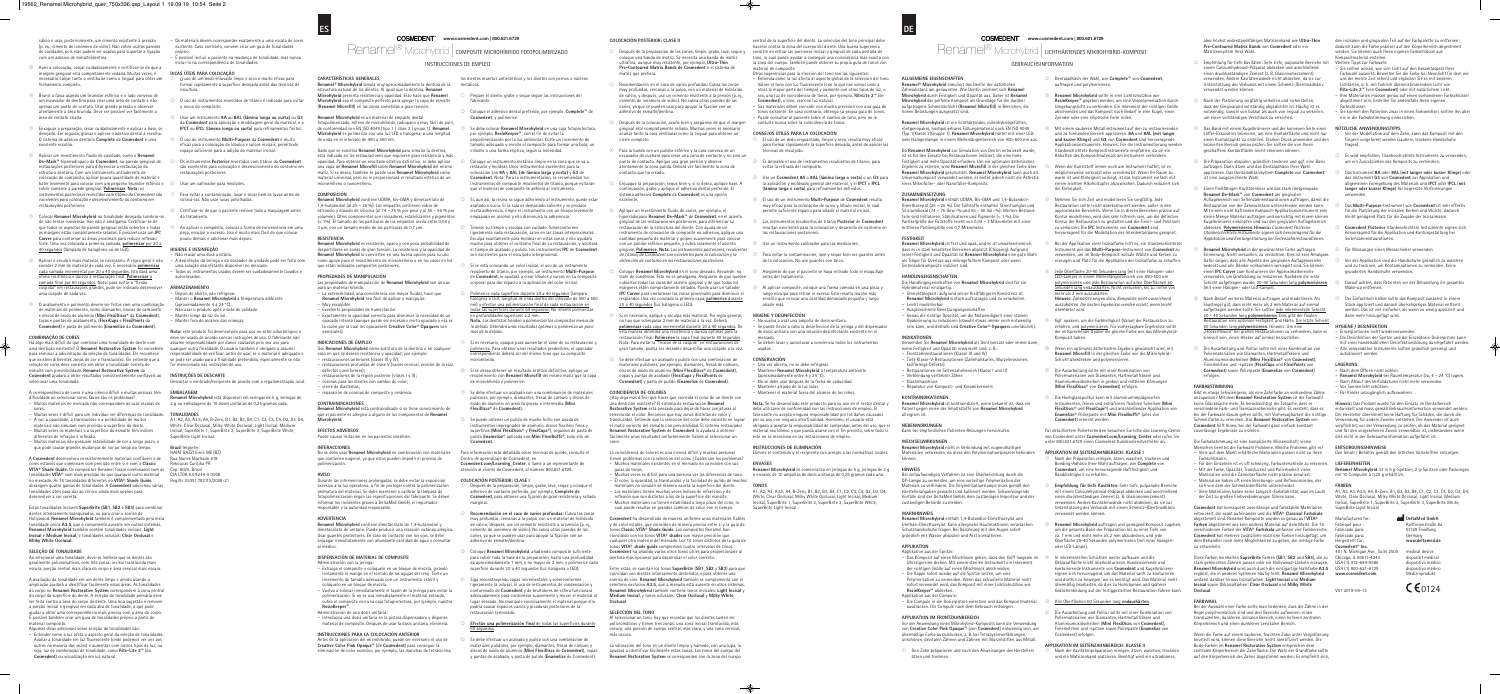# COSMEDENT | www.cosmedent.com | 800.621.6729

## Renamel® Microhybrid

### COMPOSITE MICROHIBRIDO FOTOPOLIMERIZADO

INSTRUCCIONES DE EMPLEO

# COSMEDENT | www.cosmedent.com | 800.621.6729

## Renamel® Microhybrid

### LICHTHÄRTENDES MIKROHYBRID-KOMPOSIT

GEBRAUCHSINFORMATION